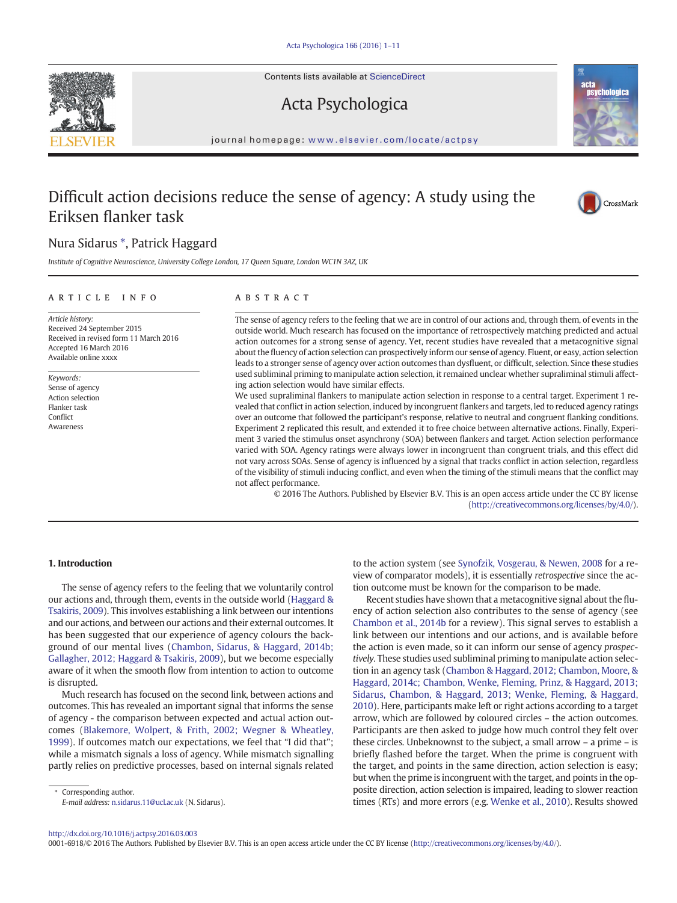# Difficult action decisions reduce the sense of agency: A study using the Eriksen flanker task

Nura Sidarus *, Patrick Haggard

*Institute of Cognitive Neuroscience, University College London, 17 Queen Square, London WC1N 3AZ, UK*

## ARTICLE INFO

*Article history:*
Received 24 September 2015
Received in revised form 11 March 2016
Accepted 16 March 2016
Available online xxxx

*Keywords:*
Sense of agency
Action selection
Flanker task
Conflict
Awareness

## ABSTRACT

The sense of agency refers to the feeling that we are in control of our actions and, through them, of events in the outside world. Much research has focused on the importance of retrospectively matching predicted and actual action outcomes for a strong sense of agency. Yet, recent studies have revealed that a metacognitive signal about the fluency of action selection can prospectively inform our sense of agency. Fluent, or easy, action selection leads to a stronger sense of agency over action outcomes than dysfluent, or difficult, selection. Since these studies used subliminal priming to manipulate action selection, it remained unclear whether supraliminal stimuli affecting action selection would have similar effects.

We used supraliminal flankers to manipulate action selection in response to a central target. Experiment 1 revealed that conflict in action selection, induced by incongruent flankers and targets, led to reduced agency ratings over an outcome that followed the participant's response, relative to neutral and congruent flanking conditions. Experiment 2 replicated this result, and extended it to free choice between alternative actions. Finally, Experiment 3 varied the stimulus onset asynchrony (SOA) between flankers and target. Action selection performance varied with SOA. Agency ratings were always lower in incongruent than congruent trials, and this effect did not vary across SOAs. Sense of agency is influenced by a signal that tracks conflict in action selection, regardless of the visibility of stimuli inducing conflict, and even when the timing of the stimuli means that the conflict may not affect performance.

© 2016 The Authors. Published by Elsevier B.V. This is an open access article under the CC BY license (http://creativecommons.org/licenses/by/4.0/).

## 1. Introduction

The sense of agency refers to the feeling that we voluntarily control our actions and, through them, events in the outside world (Haggard & Tsakiris, 2009). This involves establishing a link between our intentions and our actions, and between our actions and their external outcomes. It has been suggested that our experience of agency colours the background of our mental lives (Chambon, Sidarus, & Haggard, 2014b; Gallagher, 2012; Haggard & Tsakiris, 2009), but we become especially aware of it when the smooth flow from intention to action to outcome is disrupted.

Much research has focused on the second link, between actions and outcomes. This has revealed an important signal that informs the sense of agency - the comparison between expected and actual action outcomes (Blakemore, Wolpert, & Frith, 2002; Wegner & Wheatley, 1999). If outcomes match our expectations, we feel that "I did that"; while a mismatch signals a loss of agency. While mismatch signalling partly relies on predictive processes, based on internal signals related to the action system (see Synofzik, Vosgerau, & Newen, 2008 for a review of comparator models), it is essentially *retrospective* since the action outcome must be known for the comparison to be made.

Recent studies have shown that a metacognitive signal about the fluency of action selection also contributes to the sense of agency (see Chambon et al., 2014b for a review). This signal serves to establish a link between our intentions and our actions, and is available before the action is even made, so it can inform our sense of agency *prospectively*. These studies used subliminal priming to manipulate action selection in an agency task (Chambon & Haggard, 2012; Chambon, Moore, & Haggard, 2014c; Chambon, Wenke, Fleming, Prinz, & Haggard, 2013; Sidarus, Chambon, & Haggard, 2013; Wenke, Fleming, & Haggard, 2010). Here, participants make left or right actions according to a target arrow, which are followed by coloured circles – the action outcomes. Participants are then asked to judge how much control they felt over these circles. Unbeknownst to the subject, a small arrow – a prime – is briefly flashed before the target. When the prime is congruent with the target, and points in the same direction, action selection is easy; but when the prime is incongruent with the target, and points in the opposite direction, action selection is impaired, leading to slower reaction times (RTs) and more errors (e.g. Wenke et al., 2010). Results showed

* Corresponding author.
*E-mail address:* n.sidarus.11@ucl.ac.uk (N. Sidarus).

http://dx.doi.org/10.1016/j.actpsy.2016.03.003
0001-6918/© 2016 The Authors. Published by Elsevier B.V. This is an open access article under the CC BY license (http://creativecommons.org/licenses/by/4.0/).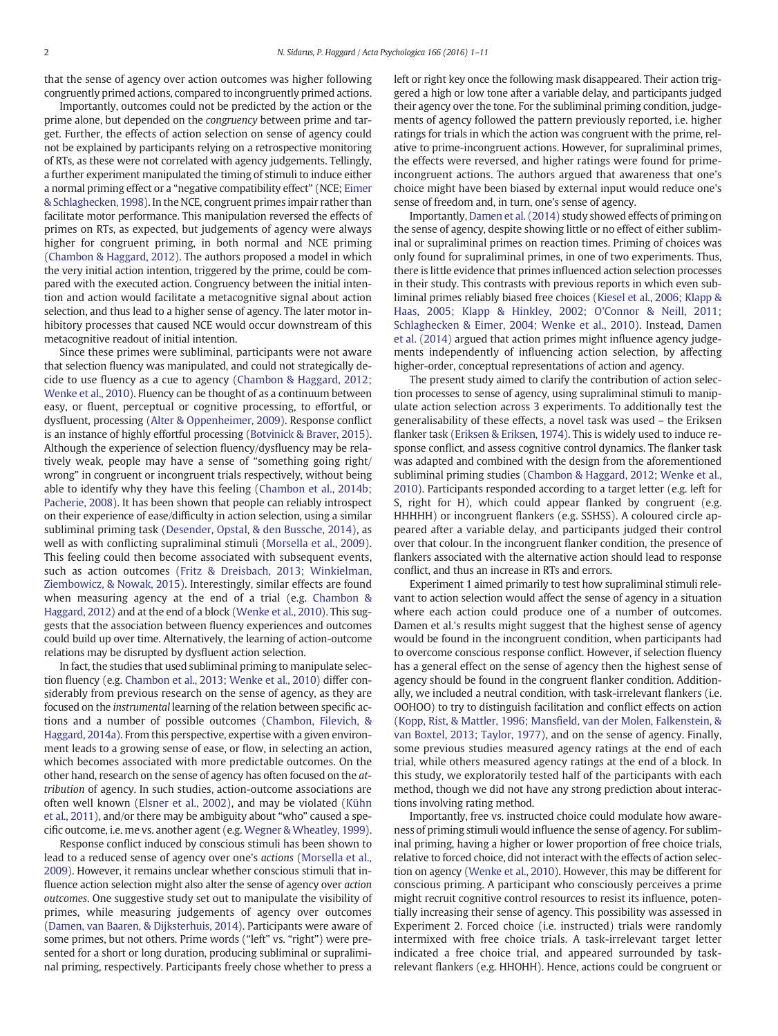that the sense of agency over action outcomes was higher following congruently primed actions, compared to incongruently primed actions.

Importantly, outcomes could not be predicted by the action or the prime alone, but depended on the *congruency* between prime and target. Further, the effects of action selection on sense of agency could not be explained by participants relying on a retrospective monitoring of RTs, as these were not correlated with agency judgements. Tellingly, a further experiment manipulated the timing of stimuli to induce either a normal priming effect or a "negative compatibility effect" (NCE; Eimer & Schlaghecken, 1998). In the NCE, congruent primes impair rather than facilitate motor performance. This manipulation reversed the effects of primes on RTs, as expected, but judgements of agency were always higher for congruent priming, in both normal and NCE priming (Chambon & Haggard, 2012). The authors proposed a model in which the very initial action intention, triggered by the prime, could be compared with the executed action. Congruency between the initial intention and action would facilitate a metacognitive signal about action selection, and thus lead to a higher sense of agency. The later motor inhibitory processes that caused NCE would occur downstream of this metacognitive readout of initial intention.

Since these primes were subliminal, participants were not aware that selection fluency was manipulated, and could not strategically decide to use fluency as a cue to agency (Chambon & Haggard, 2012; Wenke et al., 2010). Fluency can be thought of as a continuum between easy, or fluent, perceptual or cognitive processing, to effortful, or dysfluent, processing (Alter & Oppenheimer, 2009). Response conflict is an instance of highly effortful processing (Botvinick & Braver, 2015). Although the experience of selection fluency/dysfluency may be relatively weak, people may have a sense of "something going right/wrong" in congruent or incongruent trials respectively, without being able to identify why they have this feeling (Chambon et al., 2014b; Pacherie, 2008). It has been shown that people can reliably introspect on their experience of ease/difficulty in action selection, using a similar subliminal priming task (Desender, Opstal, & den Bussche, 2014), as well as with conflicting supraliminal stimuli (Morsella et al., 2009). This feeling could then become associated with subsequent events, such as action outcomes (Fritz & Dreisbach, 2013; Winkielman, Ziembowicz, & Nowak, 2015). Interestingly, similar effects are found when measuring agency at the end of a trial (e.g. Chambon & Haggard, 2012) and at the end of a block (Wenke et al., 2010). This suggests that the association between fluency experiences and outcomes could build up over time. Alternatively, the learning of action-outcome relations may be disrupted by dysfluent action selection.

In fact, the studies that used subliminal priming to manipulate selection fluency (e.g. Chambon et al., 2013; Wenke et al., 2010) differ considerably from previous research on the sense of agency, as they are focused on the *instrumental* learning of the relation between specific actions and a number of possible outcomes (Chambon, Filevich, & Haggard, 2014a). From this perspective, expertise with a given environment leads to a growing sense of ease, or flow, in selecting an action, which becomes associated with more predictable outcomes. On the other hand, research on the sense of agency has often focused on the *attribution* of agency. In such studies, action-outcome associations are often well known (Elsner et al., 2002), and may be violated (Kühn et al., 2011), and/or there may be ambiguity about "who" caused a specific outcome, i.e. me vs. another agent (e.g. Wegner & Wheatley, 1999).

Response conflict induced by conscious stimuli has been shown to lead to a reduced sense of agency over one's *actions* (Morsella et al., 2009). However, it remains unclear whether conscious stimuli that influence action selection might also alter the sense of agency over *action outcomes*. One suggestive study set out to manipulate the visibility of primes, while measuring judgements of agency over outcomes (Damen, van Baaren, & Dijksterhuis, 2014). Participants were aware of some primes, but not others. Prime words ("left" vs. "right") were presented for a short or long duration, producing subliminal or supraliminal priming, respectively. Participants freely chose whether to press a left or right key once the following mask disappeared. Their action triggered a high or low tone after a variable delay, and participants judged their agency over the tone. For the subliminal priming condition, judgements of agency followed the pattern previously reported, i.e. higher ratings for trials in which the action was congruent with the prime, relative to prime-incongruent actions. However, for supraliminal primes, the effects were reversed, and higher ratings were found for prime-incongruent actions. The authors argued that awareness that one's choice might have been biased by external input would reduce one's sense of freedom and, in turn, one's sense of agency.

Importantly, Damen et al. (2014) study showed effects of priming on the sense of agency, despite showing little or no effect of either subliminal or supraliminal primes on reaction times. Priming of choices was only found for supraliminal primes, in one of two experiments. Thus, there is little evidence that primes influenced action selection processes in their study. This contrasts with previous reports in which even subliminal primes reliably biased free choices (Kiesel et al., 2006; Klapp & Haas, 2005; Klapp & Hinkley, 2002; O'Connor & Neill, 2011; Schlaghecken & Eimer, 2004; Wenke et al., 2010). Instead, Damen et al. (2014) argued that action primes might influence agency judgements independently of influencing action selection, by affecting higher-order, conceptual representations of action and agency.

The present study aimed to clarify the contribution of action selection processes to sense of agency, using supraliminal stimuli to manipulate action selection across 3 experiments. To additionally test the generalisability of these effects, a novel task was used – the Eriksen flanker task (Eriksen & Eriksen, 1974). This is widely used to induce response conflict, and assess cognitive control dynamics. The flanker task was adapted and combined with the design from the aforementioned subliminal priming studies (Chambon & Haggard, 2012; Wenke et al., 2010). Participants responded according to a target letter (e.g. left for S, right for H), which could appear flanked by congruent (e.g. HHHHH) or incongruent flankers (e.g. SSHSS). A coloured circle appeared after a variable delay, and participants judged their control over that colour. In the incongruent flanker condition, the presence of flankers associated with the alternative action should lead to response conflict, and thus an increase in RTs and errors.

Experiment 1 aimed primarily to test how supraliminal stimuli relevant to action selection would affect the sense of agency in a situation where each action could produce one of a number of outcomes. Damen et al.'s results might suggest that the highest sense of agency would be found in the incongruent condition, when participants had to overcome conscious response conflict. However, if selection fluency has a general effect on the sense of agency then the highest sense of agency should be found in the congruent flanker condition. Additionally, we included a neutral condition, with task-irrelevant flankers (i.e. OOHOO) to try to distinguish facilitation and conflict effects on action (Kopp, Rist, & Mattler, 1996; Mansfield, van der Molen, Falkenstein, & van Boxtel, 2013; Taylor, 1977), and on the sense of agency. Finally, some previous studies measured agency ratings at the end of each trial, while others measured agency ratings at the end of a block. In this study, we exploratorily tested half of the participants with each method, though we did not have any strong prediction about interactions involving rating method.

Importantly, free vs. instructed choice could modulate how awareness of priming stimuli would influence the sense of agency. For subliminal priming, having a higher or lower proportion of free choice trials, relative to forced choice, did not interact with the effects of action selection on agency (Wenke et al., 2010). However, this may be different for conscious priming. A participant who consciously perceives a prime might recruit cognitive control resources to resist its influence, potentially increasing their sense of agency. This possibility was assessed in Experiment 2. Forced choice (i.e. instructed) trials were randomly intermixed with free choice trials. A task-irrelevant target letter indicated a free choice trial, and appeared surrounded by task-relevant flankers (e.g. HHOHH). Hence, actions could be congruent or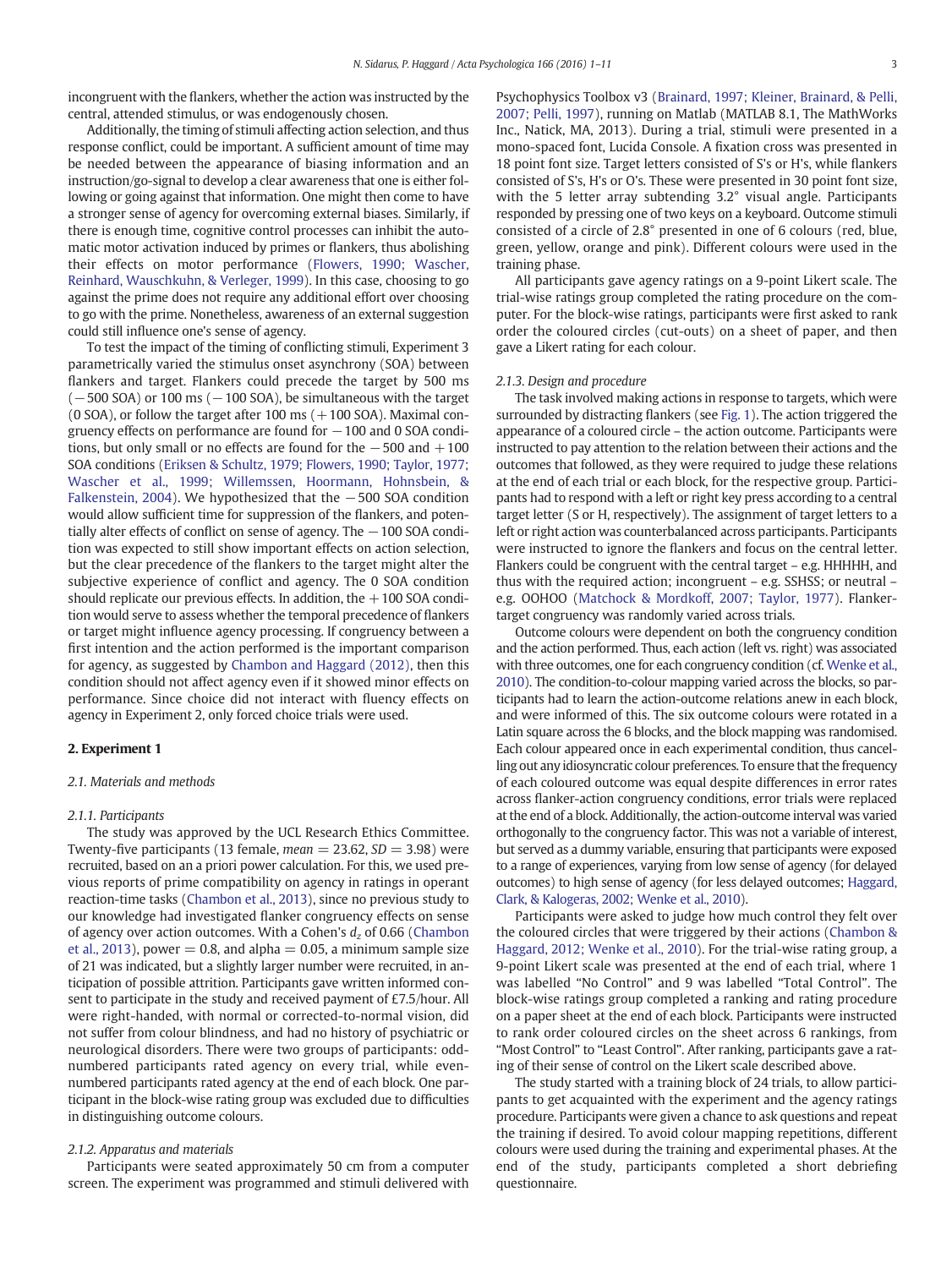incongruent with the flankers, whether the action was instructed by the central, attended stimulus, or was endogenously chosen.

Additionally, the timing of stimuli affecting action selection, and thus response conflict, could be important. A sufficient amount of time may be needed between the appearance of biasing information and an instruction/go-signal to develop a clear awareness that one is either following or going against that information. One might then come to have a stronger sense of agency for overcoming external biases. Similarly, if there is enough time, cognitive control processes can inhibit the automatic motor activation induced by primes or flankers, thus abolishing their effects on motor performance (Flowers, 1990; Wascher, Reinhard, Wauschkuhn, & Verleger, 1999). In this case, choosing to go against the prime does not require any additional effort over choosing to go with the prime. Nonetheless, awareness of an external suggestion could still influence one's sense of agency.

To test the impact of the timing of conflicting stimuli, Experiment 3 parametrically varied the stimulus onset asynchrony (SOA) between flankers and target. Flankers could precede the target by 500 ms (−500 SOA) or 100 ms (−100 SOA), be simultaneous with the target (0 SOA), or follow the target after 100 ms (+100 SOA). Maximal congruency effects on performance are found for −100 and 0 SOA conditions, but only small or no effects are found for the −500 and +100 SOA conditions (Eriksen & Schultz, 1979; Flowers, 1990; Taylor, 1977; Wascher et al., 1999; Willemssen, Hoormann, Hohnsbein, & Falkenstein, 2004). We hypothesized that the −500 SOA condition would allow sufficient time for suppression of the flankers, and potentially alter effects of conflict on sense of agency. The −100 SOA condition was expected to still show important effects on action selection, but the clear precedence of the flankers to the target might alter the subjective experience of conflict and agency. The 0 SOA condition should replicate our previous effects. In addition, the +100 SOA condition would serve to assess whether the temporal precedence of flankers or target might influence agency processing. If congruency between a first intention and the action performed is the important comparison for agency, as suggested by Chambon and Haggard (2012), then this condition should not affect agency even if it showed minor effects on performance. Since choice did not interact with fluency effects on agency in Experiment 2, only forced choice trials were used.

## 2. Experiment 1

### 2.1. Materials and methods

#### 2.1.1. Participants

The study was approved by the UCL Research Ethics Committee. Twenty-five participants (13 female, $mean = 23.62$, $SD = 3.98$) were recruited, based on an a priori power calculation. For this, we used previous reports of prime compatibility on agency in ratings in operant reaction-time tasks (Chambon et al., 2013), since no previous study to our knowledge had investigated flanker congruency effects on sense of agency over action outcomes. With a Cohen's $d_z$ of 0.66 (Chambon et al., 2013), power = 0.8, and alpha = 0.05, a minimum sample size of 21 was indicated, but a slightly larger number were recruited, in anticipation of possible attrition. Participants gave written informed consent to participate in the study and received payment of £7.5/hour. All were right-handed, with normal or corrected-to-normal vision, did not suffer from colour blindness, and had no history of psychiatric or neurological disorders. There were two groups of participants: odd-numbered participants rated agency on every trial, while even-numbered participants rated agency at the end of each block. One participant in the block-wise rating group was excluded due to difficulties in distinguishing outcome colours.

#### 2.1.2. Apparatus and materials

Participants were seated approximately 50 cm from a computer screen. The experiment was programmed and stimuli delivered with Psychophysics Toolbox v3 (Brainard, 1997; Kleiner, Brainard, & Pelli, 2007; Pelli, 1997), running on Matlab (MATLAB 8.1, The MathWorks Inc., Natick, MA, 2013). During a trial, stimuli were presented in a mono-spaced font, Lucida Console. A fixation cross was presented in 18 point font size. Target letters consisted of S's or H's, while flankers consisted of S's, H's or O's. These were presented in 30 point font size, with the 5 letter array subtending 3.2° visual angle. Participants responded by pressing one of two keys on a keyboard. Outcome stimuli consisted of a circle of 2.8° presented in one of 6 colours (red, blue, green, yellow, orange and pink). Different colours were used in the training phase.

All participants gave agency ratings on a 9-point Likert scale. The trial-wise ratings group completed the rating procedure on the computer. For the block-wise ratings, participants were first asked to rank order the coloured circles (cut-outs) on a sheet of paper, and then gave a Likert rating for each colour.

#### 2.1.3. Design and procedure

The task involved making actions in response to targets, which were surrounded by distracting flankers (see Fig. 1). The action triggered the appearance of a coloured circle – the action outcome. Participants were instructed to pay attention to the relation between their actions and the outcomes that followed, as they were required to judge these relations at the end of each trial or each block, for the respective group. Participants had to respond with a left or right key press according to a central target letter (S or H, respectively). The assignment of target letters to a left or right action was counterbalanced across participants. Participants were instructed to ignore the flankers and focus on the central letter. Flankers could be congruent with the central target – e.g. HHHHH, and thus with the required action; incongruent – e.g. SSHSS; or neutral – e.g. OOHOO (Matchock & Mordkoff, 2007; Taylor, 1977). Flanker-target congruency was randomly varied across trials.

Outcome colours were dependent on both the congruency condition and the action performed. Thus, each action (left vs. right) was associated with three outcomes, one for each congruency condition (cf. Wenke et al., 2010). The condition-to-colour mapping varied across the blocks, so participants had to learn the action-outcome relations anew in each block, and were informed of this. The six outcome colours were rotated in a Latin square across the 6 blocks, and the block mapping was randomised. Each colour appeared once in each experimental condition, thus cancelling out any idiosyncratic colour preferences. To ensure that the frequency of each coloured outcome was equal despite differences in error rates across flanker-action congruency conditions, error trials were replaced at the end of a block. Additionally, the action-outcome interval was varied orthogonally to the congruency factor. This was not a variable of interest, but served as a dummy variable, ensuring that participants were exposed to a range of experiences, varying from low sense of agency (for delayed outcomes) to high sense of agency (for less delayed outcomes; Haggard, Clark, & Kalogeras, 2002; Wenke et al., 2010).

Participants were asked to judge how much control they felt over the coloured circles that were triggered by their actions (Chambon & Haggard, 2012; Wenke et al., 2010). For the trial-wise rating group, a 9-point Likert scale was presented at the end of each trial, where 1 was labelled "No Control" and 9 was labelled "Total Control". The block-wise ratings group completed a ranking and rating procedure on a paper sheet at the end of each block. Participants were instructed to rank order coloured circles on the sheet across 6 rankings, from "Most Control" to "Least Control". After ranking, participants gave a rating of their sense of control on the Likert scale described above.

The study started with a training block of 24 trials, to allow participants to get acquainted with the experiment and the agency ratings procedure. Participants were given a chance to ask questions and repeat the training if desired. To avoid colour mapping repetitions, different colours were used during the training and experimental phases. At the end of the study, participants completed a short debriefing questionnaire.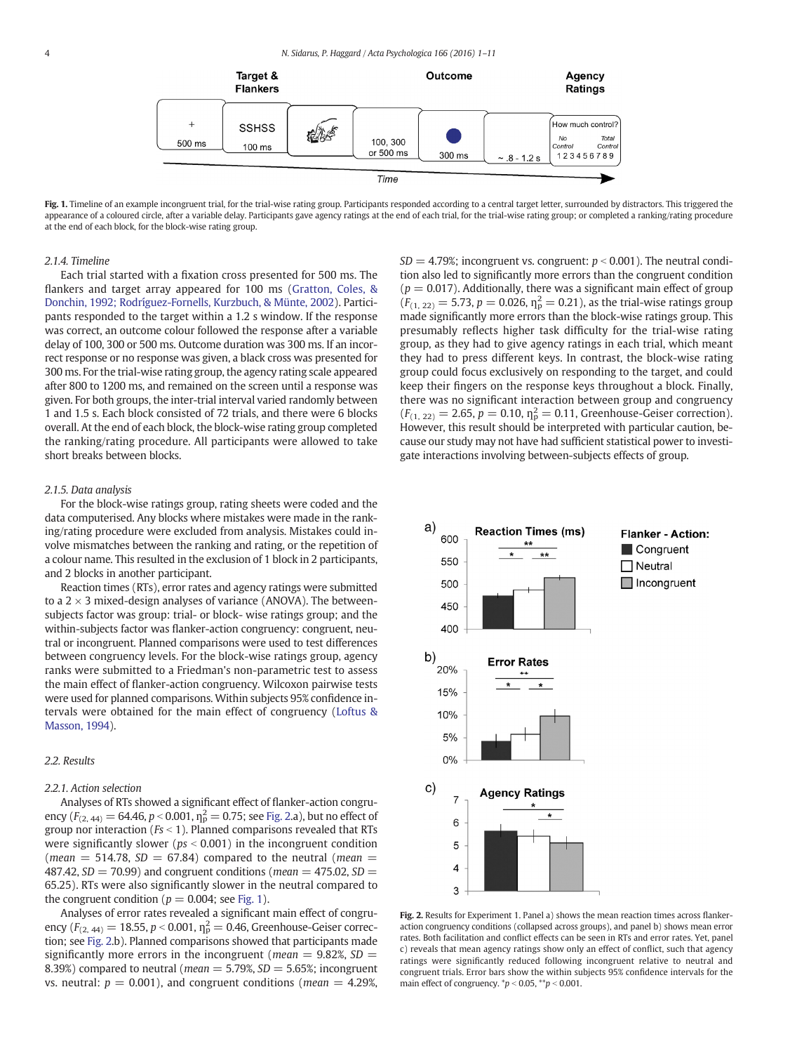Fig. 1. Timeline of an example incongruent trial, for the trial-wise rating group. Participants responded according to a central target letter, surrounded by distractors. This triggered the appearance of a coloured circle, after a variable delay. Participants gave agency ratings at the end of each trial, for the trial-wise rating group; or completed a ranking/rating procedure at the end of each block, for the block-wise rating group.

#### 2.1.4. Timeline

Each trial started with a fixation cross presented for 500 ms. The flankers and target array appeared for 100 ms (Gratton, Coles, & Donchin, 1992; Rodríguez-Fornells, Kurzbuch, & Münte, 2002). Participants responded to the target within a 1.2 s window. If the response was correct, an outcome colour followed the response after a variable delay of 100, 300 or 500 ms. Outcome duration was 300 ms. If an incorrect response or no response was given, a black cross was presented for 300 ms. For the trial-wise rating group, the agency rating scale appeared after 800 to 1200 ms, and remained on the screen until a response was given. For both groups, the inter-trial interval varied randomly between 1 and 1.5 s. Each block consisted of 72 trials, and there were 6 blocks overall. At the end of each block, the block-wise rating group completed the ranking/rating procedure. All participants were allowed to take short breaks between blocks.

#### 2.1.5. Data analysis

For the block-wise ratings group, rating sheets were coded and the data computerised. Any blocks where mistakes were made in the ranking/rating procedure were excluded from analysis. Mistakes could involve mismatches between the ranking and rating, or the repetition of a colour name. This resulted in the exclusion of 1 block in 2 participants, and 2 blocks in another participant.

Reaction times (RTs), error rates and agency ratings were submitted to a 2 × 3 mixed-design analyses of variance (ANOVA). The between-subjects factor was group: trial- or block- wise ratings group; and the within-subjects factor was flanker-action congruency: congruent, neutral or incongruent. Planned comparisons were used to test differences between congruency levels. For the block-wise ratings group, agency ranks were submitted to a Friedman's non-parametric test to assess the main effect of flanker-action congruency. Wilcoxon pairwise tests were used for planned comparisons. Within subjects 95% confidence intervals were obtained for the main effect of congruency (Loftus & Masson, 1994).

### 2.2. Results

#### 2.2.1. Action selection

Analyses of RTs showed a significant effect of flanker-action congruency ($F_{(2, 44)} = 64.46$, $p < 0.001$, $\eta_p^2 = 0.75$; see Fig. 2.a), but no effect of group nor interaction ($Fs < 1$). Planned comparisons revealed that RTs were significantly slower ($ps < 0.001$) in the incongruent condition ($mean = 514.78$, $SD = 67.84$) compared to the neutral ($mean = 487.42$, $SD = 70.99$) and congruent conditions ($mean = 475.02$, $SD = 65.25$). RTs were also significantly slower in the neutral compared to the congruent condition ($p = 0.004$; see Fig. 1).

Analyses of error rates revealed a significant main effect of congruency ($F_{(2, 44)} = 18.55$, $p < 0.001$, $\eta_p^2 = 0.46$, Greenhouse-Geiser correction; see Fig. 2.b). Planned comparisons showed that participants made significantly more errors in the incongruent ($mean = 9.82\%$, $SD = 8.39\%$) compared to neutral ($mean = 5.79\%$, $SD = 5.65\%$; incongruent vs. neutral: $p = 0.001$), and congruent conditions ($mean = 4.29\%$, $SD = 4.79\%$; incongruent vs. congruent: $p < 0.001$). The neutral condition also led to significantly more errors than the congruent condition ($p = 0.017$). Additionally, there was a significant main effect of group ($F_{(1, 22)} = 5.73$, $p = 0.026$, $\eta_p^2 = 0.21$), as the trial-wise ratings group made significantly more errors than the block-wise ratings group. This presumably reflects higher task difficulty for the trial-wise rating group, as they had to give agency ratings in each trial, which meant they had to press different keys. In contrast, the block-wise rating group could focus exclusively on responding to the target, and could keep their fingers on the response keys throughout a block. Finally, there was no significant interaction between group and congruency ($F_{(1, 22)} = 2.65$, $p = 0.10$, $\eta_p^2 = 0.11$, Greenhouse-Geiser correction). However, this result should be interpreted with particular caution, because our study may not have had sufficient statistical power to investigate interactions involving between-subjects effects of group.

Fig. 2. Results for Experiment 1. Panel a) shows the mean reaction times across flanker-action congruency conditions (collapsed across groups), and panel b) shows mean error rates. Both facilitation and conflict effects can be seen in RTs and error rates. Yet, panel c) reveals that mean agency ratings show only an effect of conflict, such that agency ratings were significantly reduced following incongruent relative to neutral and congruent trials. Error bars show the within subjects 95% confidence intervals for the main effect of congruency. *$p < 0.05$, **$p < 0.001$.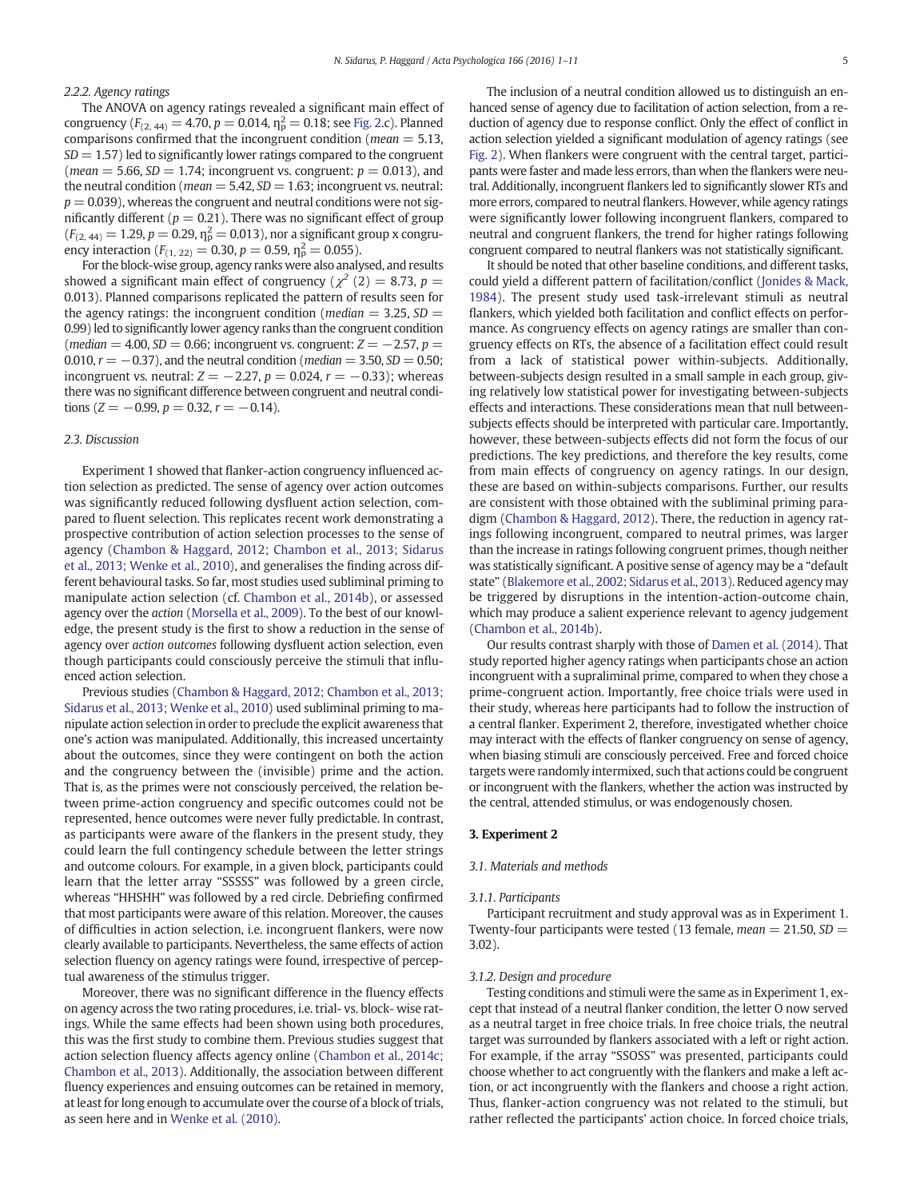#### 2.2.2. Agency ratings

The ANOVA on agency ratings revealed a significant main effect of congruency ($F_{(2, 44)} = 4.70$, $p = 0.014$, $\eta_p^2 = 0.18$; see Fig. 2.c). Planned comparisons confirmed that the incongruent condition ($mean = 5.13$, $SD = 1.57$) led to significantly lower ratings compared to the congruent ($mean = 5.66$, $SD = 1.74$; incongruent vs. congruent: $p = 0.013$), and the neutral condition ($mean = 5.42$, $SD = 1.63$; incongruent vs. neutral: $p = 0.039$), whereas the congruent and neutral conditions were not significantly different ($p = 0.21$). There was no significant effect of group ($F_{(2, 44)} = 1.29$, $p = 0.29$, $\eta_p^2 = 0.013$), nor a significant group x congruency interaction ($F_{(1, 22)} = 0.30$, $p = 0.59$, $\eta_p^2 = 0.055$).

For the block-wise group, agency ranks were also analysed, and results showed a significant main effect of congruency ($\chi^2$ (2) $= 8.73$, $p = 0.013$). Planned comparisons replicated the pattern of results seen for the agency ratings: the incongruent condition ($median = 3.25$, $SD = 0.99$) led to significantly lower agency ranks than the congruent condition ($median = 4.00$, $SD = 0.66$; incongruent vs. congruent: $Z = -2.57$, $p = 0.010$, $r = -0.37$), and the neutral condition ($median = 3.50$, $SD = 0.50$; incongruent vs. neutral: $Z = -2.27$, $p = 0.024$, $r = -0.33$); whereas there was no significant difference between congruent and neutral conditions ($Z = -0.99$, $p = 0.32$, $r = -0.14$).

### 2.3. Discussion

Experiment 1 showed that flanker-action congruency influenced action selection as predicted. The sense of agency over action outcomes was significantly reduced following dysfluent action selection, compared to fluent selection. This replicates recent work demonstrating a prospective contribution of action selection processes to the sense of agency (Chambon & Haggard, 2012; Chambon et al., 2013; Sidarus et al., 2013; Wenke et al., 2010), and generalises the finding across different behavioural tasks. So far, most studies used subliminal priming to manipulate action selection (cf. Chambon et al., 2014b), or assessed agency over the *action* (Morsella et al., 2009). To the best of our knowledge, the present study is the first to show a reduction in the sense of agency over *action outcomes* following dysfluent action selection, even though participants could consciously perceive the stimuli that influenced action selection.

Previous studies (Chambon & Haggard, 2012; Chambon et al., 2013; Sidarus et al., 2013; Wenke et al., 2010) used subliminal priming to manipulate action selection in order to preclude the explicit awareness that one's action was manipulated. Additionally, this increased uncertainty about the outcomes, since they were contingent on both the action and the congruency between the (invisible) prime and the action. That is, as the primes were not consciously perceived, the relation between prime-action congruency and specific outcomes could not be represented, hence outcomes were never fully predictable. In contrast, as participants were aware of the flankers in the present study, they could learn the full contingency schedule between the letter strings and outcome colours. For example, in a given block, participants could learn that the letter array "SSSSS" was followed by a green circle, whereas "HHSHH" was followed by a red circle. Debriefing confirmed that most participants were aware of this relation. Moreover, the causes of difficulties in action selection, i.e. incongruent flankers, were now clearly available to participants. Nevertheless, the same effects of action selection fluency on agency ratings were found, irrespective of perceptual awareness of the stimulus trigger.

Moreover, there was no significant difference in the fluency effects on agency across the two rating procedures, i.e. trial- vs. block- wise ratings. While the same effects had been shown using both procedures, this was the first study to combine them. Previous studies suggest that action selection fluency affects agency online (Chambon et al., 2014c; Chambon et al., 2013). Additionally, the association between different fluency experiences and ensuing outcomes can be retained in memory, at least for long enough to accumulate over the course of a block of trials, as seen here and in Wenke et al. (2010).

The inclusion of a neutral condition allowed us to distinguish an enhanced sense of agency due to facilitation of action selection, from a reduction of agency due to response conflict. Only the effect of conflict in action selection yielded a significant modulation of agency ratings (see Fig. 2). When flankers were congruent with the central target, participants were faster and made less errors, than when the flankers were neutral. Additionally, incongruent flankers led to significantly slower RTs and more errors, compared to neutral flankers. However, while agency ratings were significantly lower following incongruent flankers, compared to neutral and congruent flankers, the trend for higher ratings following congruent compared to neutral flankers was not statistically significant.

It should be noted that other baseline conditions, and different tasks, could yield a different pattern of facilitation/conflict (Jonides & Mack, 1984). The present study used task-irrelevant stimuli as neutral flankers, which yielded both facilitation and conflict effects on performance. As congruency effects on agency ratings are smaller than congruency effects on RTs, the absence of a facilitation effect could result from a lack of statistical power within-subjects. Additionally, between-subjects design resulted in a small sample in each group, giving relatively low statistical power for investigating between-subjects effects and interactions. These considerations mean that null between-subjects effects should be interpreted with particular care. Importantly, however, these between-subjects effects did not form the focus of our predictions. The key predictions, and therefore the key results, come from main effects of congruency on agency ratings. In our design, these are based on within-subjects comparisons. Further, our results are consistent with those obtained with the subliminal priming paradigm (Chambon & Haggard, 2012). There, the reduction in agency ratings following incongruent, compared to neutral primes, was larger than the increase in ratings following congruent primes, though neither was statistically significant. A positive sense of agency may be a "default state" (Blakemore et al., 2002; Sidarus et al., 2013). Reduced agency may be triggered by disruptions in the intention-action-outcome chain, which may produce a salient experience relevant to agency judgement (Chambon et al., 2014b).

Our results contrast sharply with those of Damen et al. (2014). That study reported higher agency ratings when participants chose an action incongruent with a supraliminal prime, compared to when they chose a prime-congruent action. Importantly, free choice trials were used in their study, whereas here participants had to follow the instruction of a central flanker. Experiment 2, therefore, investigated whether choice may interact with the effects of flanker congruency on sense of agency, when biasing stimuli are consciously perceived. Free and forced choice targets were randomly intermixed, such that actions could be congruent or incongruent with the flankers, whether the action was instructed by the central, attended stimulus, or was endogenously chosen.

## 3. Experiment 2

### 3.1. Materials and methods

#### 3.1.1. Participants

Participant recruitment and study approval was as in Experiment 1. Twenty-four participants were tested (13 female, $mean = 21.50$, $SD = 3.02$).

#### 3.1.2. Design and procedure

Testing conditions and stimuli were the same as in Experiment 1, except that instead of a neutral flanker condition, the letter O now served as a neutral target in free choice trials. In free choice trials, the neutral target was surrounded by flankers associated with a left or right action. For example, if the array "SSOSS" was presented, participants could choose whether to act congruently with the flankers and make a left action, or act incongruently with the flankers and choose a right action. Thus, flanker-action congruency was not related to the stimuli, but rather reflected the participants' action choice. In forced choice trials,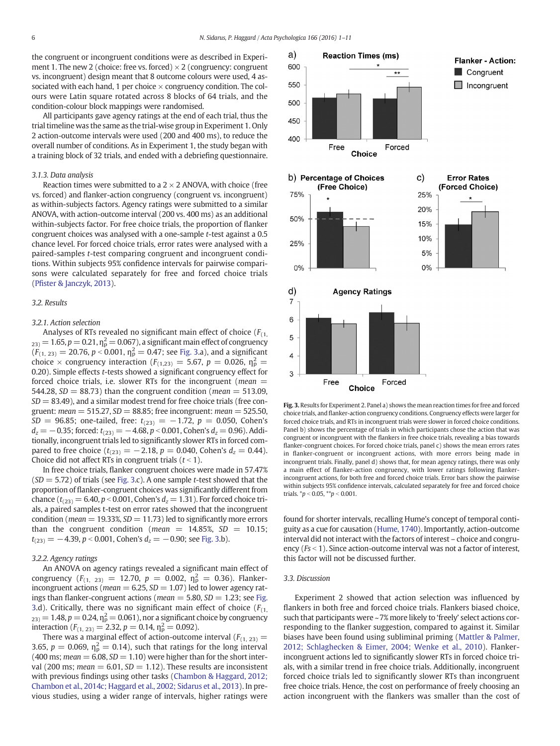the congruent or incongruent conditions were as described in Experiment 1. The new 2 (choice: free vs. forced) × 2 (congruency: congruent vs. incongruent) design meant that 8 outcome colours were used, 4 associated with each hand, 1 per choice × congruency condition. The colours were Latin square rotated across 8 blocks of 64 trials, and the condition-colour block mappings were randomised.

All participants gave agency ratings at the end of each trial, thus the trial timeline was the same as the trial-wise group in Experiment 1. Only 2 action-outcome intervals were used (200 and 400 ms), to reduce the overall number of conditions. As in Experiment 1, the study began with a training block of 32 trials, and ended with a debriefing questionnaire.

#### 3.1.3. Data analysis

Reaction times were submitted to a 2 × 2 ANOVA, with choice (free vs. forced) and flanker-action congruency (congruent vs. incongruent) as within-subjects factors. Agency ratings were submitted to a similar ANOVA, with action-outcome interval (200 vs. 400 ms) as an additional within-subjects factor. For free choice trials, the proportion of flanker congruent choices was analysed with a one-sample *t*-test against a 0.5 chance level. For forced choice trials, error rates were analysed with a paired-samples *t*-test comparing congruent and incongruent conditions. Within subjects 95% confidence intervals for pairwise comparisons were calculated separately for free and forced choice trials (Pfister & Janczyk, 2013).

### 3.2. Results

#### 3.2.1. Action selection

Analyses of RTs revealed no significant main effect of choice ($F_{(1, 23)} = 1.65$, $p = 0.21$, $\eta_p^2 = 0.067$), a significant main effect of congruency ($F_{(1, 23)} = 20.76$, $p < 0.001$, $\eta_p^2 = 0.47$; see Fig. 3.a), and a significant choice × congruency interaction ($F_{(1,23)} = 5.67$, $p = 0.026$, $\eta_p^2 = 0.20$). Simple effects *t*-tests showed a significant congruency effect for forced choice trials, i.e. slower RTs for the incongruent (*mean* = 544.28, *SD* = 88.73) than the congruent condition (*mean* = 513.09, *SD* = 83.49), and a similar modest trend for free choice trials (free congruent: *mean* = 515.27, *SD* = 88.85; free incongruent: *mean* = 525.50, *SD* = 96.85; one-tailed, free: $t_{(23)} = -1.72$, $p = 0.050$, Cohen's $d_z = -0.35$; forced: $t_{(23)} = -4.68$, $p < 0.001$, Cohen's $d_z = 0.96$). Additionally, incongruent trials led to significantly slower RTs in forced compared to free choice ($t_{(23)} = -2.18$, $p = 0.040$, Cohen's $d_z = 0.44$). Choice did not affect RTs in congruent trials ($t < 1$).

In free choice trials, flanker congruent choices were made in 57.47% (*SD* = 5.72) of trials (see Fig. 3.c). A one sample *t*-test showed that the proportion of flanker-congruent choices was significantly different from chance ($t_{(23)} = 6.40$, $p < 0.001$, Cohen's $d_z = 1.31$). For forced choice trials, a paired samples t-test on error rates showed that the incongruent condition (*mean* = 19.33%, *SD* = 11.73) led to significantly more errors than the congruent condition (*mean* = 14.85%, *SD* = 10.15; $t_{(23)} = -4.39$, $p < 0.001$, Cohen's $d_z = -0.90$; see Fig. 3.b).

#### 3.2.2. Agency ratings

An ANOVA on agency ratings revealed a significant main effect of congruency ($F_{(1, 23)} = 12.70$, $p = 0.002$, $\eta_p^2 = 0.36$). Flanker-incongruent actions (*mean* = 6.25, *SD* = 1.07) led to lower agency ratings than flanker-congruent actions (*mean* = 5.80, *SD* = 1.23; see Fig. 3.d). Critically, there was no significant main effect of choice ($F_{(1, 23)} = 1.48$, $p = 0.24$, $\eta_p^2 = 0.061$), nor a significant choice by congruency interaction ($F_{(1, 23)} = 2.32$, $p = 0.14$, $\eta_p^2 = 0.092$).

There was a marginal effect of action-outcome interval ($F_{(1, 23)} = 3.65$, $p = 0.069$, $\eta_p^2 = 0.14$), such that ratings for the long interval (400 ms; *mean* = 6.08, *SD* = 1.10) were higher than for the short interval (200 ms; *mean* = 6.01, *SD* = 1.12). These results are inconsistent with previous findings using other tasks (Chambon & Haggard, 2012; Chambon et al., 2014c; Haggard et al., 2002; Sidarus et al., 2013). In previous studies, using a wider range of intervals, higher ratings were found for shorter intervals, recalling Hume's concept of temporal contiguity as a cue for causation (Hume, 1740). Importantly, action-outcome interval did not interact with the factors of interest – choice and congruency ($Fs < 1$). Since action-outcome interval was not a factor of interest, this factor will not be discussed further.

**Fig. 3.** Results for Experiment 2. Panel a) shows the mean reaction times for free and forced choice trials, and flanker-action congruency conditions. Congruency effects were larger for forced choice trials, and RTs in incongruent trials were slower in forced choice conditions. Panel b) shows the percentage of trials in which participants chose the action that was congruent or incongruent with the flankers in free choice trials, revealing a bias towards flanker-congruent choices. For forced choice trials, panel c) shows the mean errors rates in flanker-congruent or incongruent actions, with more errors being made in incongruent trials. Finally, panel d) shows that, for mean agency ratings, there was only a main effect of flanker-action congruency, with lower ratings following flanker-incongruent actions, for both free and forced choice trials. Error bars show the pairwise within subjects 95% confidence intervals, calculated separately for free and forced choice trials. *p < 0.05, **p < 0.001.

### 3.3. Discussion

Experiment 2 showed that action selection was influenced by flankers in both free and forced choice trials. Flankers biased choice, such that participants were ~7% more likely to 'freely' select actions corresponding to the flanker suggestion, compared to against it. Similar biases have been found using subliminal priming (Mattler & Palmer, 2012; Schlaghecken & Eimer, 2004; Wenke et al., 2010). Flanker-incongruent actions led to significantly slower RTs in forced choice trials, with a similar trend in free choice trials. Additionally, incongruent forced choice trials led to significantly slower RTs than incongruent free choice trials. Hence, the cost on performance of freely choosing an action incongruent with the flankers was smaller than the cost of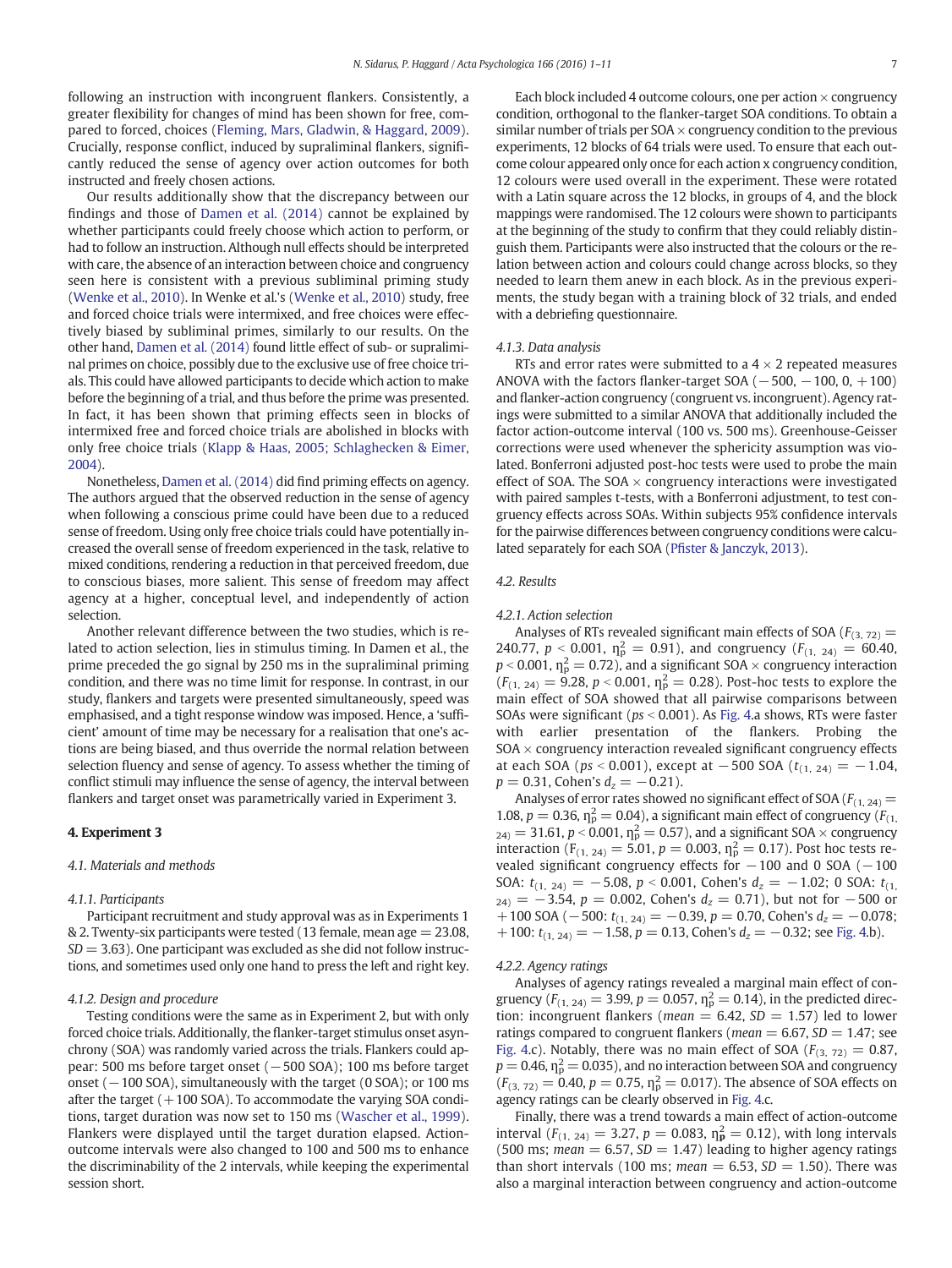following an instruction with incongruent flankers. Consistently, a greater flexibility for changes of mind has been shown for free, compared to forced, choices (Fleming, Mars, Gladwin, & Haggard, 2009). Crucially, response conflict, induced by supraliminal flankers, significantly reduced the sense of agency over action outcomes for both instructed and freely chosen actions.

Our results additionally show that the discrepancy between our findings and those of Damen et al. (2014) cannot be explained by whether participants could freely choose which action to perform, or had to follow an instruction. Although null effects should be interpreted with care, the absence of an interaction between choice and congruency seen here is consistent with a previous subliminal priming study (Wenke et al., 2010). In Wenke et al.'s (Wenke et al., 2010) study, free and forced choice trials were intermixed, and free choices were effectively biased by subliminal primes, similarly to our results. On the other hand, Damen et al. (2014) found little effect of sub- or supraliminal primes on choice, possibly due to the exclusive use of free choice trials. This could have allowed participants to decide which action to make before the beginning of a trial, and thus before the prime was presented. In fact, it has been shown that priming effects seen in blocks of intermixed free and forced choice trials are abolished in blocks with only free choice trials (Klapp & Haas, 2005; Schlaghecken & Eimer, 2004).

Nonetheless, Damen et al. (2014) did find priming effects on agency. The authors argued that the observed reduction in the sense of agency when following a conscious prime could have been due to a reduced sense of freedom. Using only free choice trials could have potentially increased the overall sense of freedom experienced in the task, relative to mixed conditions, rendering a reduction in that perceived freedom, due to conscious biases, more salient. This sense of freedom may affect agency at a higher, conceptual level, and independently of action selection.

Another relevant difference between the two studies, which is related to action selection, lies in stimulus timing. In Damen et al., the prime preceded the go signal by 250 ms in the supraliminal priming condition, and there was no time limit for response. In contrast, in our study, flankers and targets were presented simultaneously, speed was emphasised, and a tight response window was imposed. Hence, a 'sufficient' amount of time may be necessary for a realisation that one's actions are being biased, and thus override the normal relation between selection fluency and sense of agency. To assess whether the timing of conflict stimuli may influence the sense of agency, the interval between flankers and target onset was parametrically varied in Experiment 3.

## 4. Experiment 3

### 4.1. Materials and methods

#### 4.1.1. Participants

Participant recruitment and study approval was as in Experiments 1 & 2. Twenty-six participants were tested (13 female, mean age = 23.08, SD = 3.63). One participant was excluded as she did not follow instructions, and sometimes used only one hand to press the left and right key.

#### 4.1.2. Design and procedure

Testing conditions were the same as in Experiment 2, but with only forced choice trials. Additionally, the flanker-target stimulus onset asynchrony (SOA) was randomly varied across the trials. Flankers could appear: 500 ms before target onset (−500 SOA); 100 ms before target onset (−100 SOA), simultaneously with the target (0 SOA); or 100 ms after the target (+100 SOA). To accommodate the varying SOA conditions, target duration was now set to 150 ms (Wascher et al., 1999). Flankers were displayed until the target duration elapsed. Action-outcome intervals were also changed to 100 and 500 ms to enhance the discriminability of the 2 intervals, while keeping the experimental session short.

Each block included 4 outcome colours, one per action × congruency condition, orthogonal to the flanker-target SOA conditions. To obtain a similar number of trials per SOA × congruency condition to the previous experiments, 12 blocks of 64 trials were used. To ensure that each outcome colour appeared only once for each action x congruency condition, 12 colours were used overall in the experiment. These were rotated with a Latin square across the 12 blocks, in groups of 4, and the block mappings were randomised. The 12 colours were shown to participants at the beginning of the study to confirm that they could reliably distinguish them. Participants were also instructed that the colours or the relation between action and colours could change across blocks, so they needed to learn them anew in each block. As in the previous experiments, the study began with a training block of 32 trials, and ended with a debriefing questionnaire.

#### 4.1.3. Data analysis

RTs and error rates were submitted to a 4 × 2 repeated measures ANOVA with the factors flanker-target SOA (−500, −100, 0, +100) and flanker-action congruency (congruent vs. incongruent). Agency ratings were submitted to a similar ANOVA that additionally included the factor action-outcome interval (100 vs. 500 ms). Greenhouse-Geisser corrections were used whenever the sphericity assumption was violated. Bonferroni adjusted post-hoc tests were used to probe the main effect of SOA. The SOA × congruency interactions were investigated with paired samples t-tests, with a Bonferroni adjustment, to test congruency effects across SOAs. Within subjects 95% confidence intervals for the pairwise differences between congruency conditions were calculated separately for each SOA (Pfister & Janczyk, 2013).

### 4.2. Results

#### 4.2.1. Action selection

Analyses of RTs revealed significant main effects of SOA ($F_{(3, 72)} = 240.77$, $p < 0.001$, $\eta_p^2 = 0.91$), and congruency ($F_{(1, 24)} = 60.40$, $p < 0.001$, $\eta_p^2 = 0.72$), and a significant SOA × congruency interaction ($F_{(1, 24)} = 9.28$, $p < 0.001$, $\eta_p^2 = 0.28$). Post-hoc tests to explore the main effect of SOA showed that all pairwise comparisons between SOAs were significant ($ps < 0.001$). As Fig. 4.a shows, RTs were faster with earlier presentation of the flankers. Probing the SOA × congruency interaction revealed significant congruency effects at each SOA ($ps < 0.001$), except at −500 SOA ($t_{(1, 24)} = -1.04$, $p = 0.31$, Cohen's $d_z = -0.21$).

Analyses of error rates showed no significant effect of SOA ($F_{(1, 24)} = 1.08$, $p = 0.36$, $\eta_p^2 = 0.04$), a significant main effect of congruency ($F_{(1, 24)} = 31.61$, $p < 0.001$, $\eta_p^2 = 0.57$), and a significant SOA × congruency interaction ($F_{(1, 24)} = 5.01$, $p = 0.003$, $\eta_p^2 = 0.17$). Post hoc tests revealed significant congruency effects for −100 and 0 SOA (−100 SOA: $t_{(1, 24)} = -5.08$, $p < 0.001$, Cohen's $d_z = -1.02$; 0 SOA: $t_{(1, 24)} = -3.54$, $p = 0.002$, Cohen's $d_z = 0.71$), but not for −500 or +100 SOA (−500: $t_{(1, 24)} = -0.39$, $p = 0.70$, Cohen's $d_z = -0.078$; +100: $t_{(1, 24)} = -1.58$, $p = 0.13$, Cohen's $d_z = -0.32$; see Fig. 4.b).

#### 4.2.2. Agency ratings

Analyses of agency ratings revealed a marginal main effect of congruency ($F_{(1, 24)} = 3.99$, $p = 0.057$, $\eta_p^2 = 0.14$), in the predicted direction: incongruent flankers (mean = 6.42, SD = 1.57) led to lower ratings compared to congruent flankers (mean = 6.67, SD = 1.47; see Fig. 4.c). Notably, there was no main effect of SOA ($F_{(3, 72)} = 0.87$, $p = 0.46$, $\eta_p^2 = 0.035$), and no interaction between SOA and congruency ($F_{(3, 72)} = 0.40$, $p = 0.75$, $\eta_p^2 = 0.017$). The absence of SOA effects on agency ratings can be clearly observed in Fig. 4.c.

Finally, there was a trend towards a main effect of action-outcome interval ($F_{(1, 24)} = 3.27$, $p = 0.083$, $\eta_p^2 = 0.12$), with long intervals (500 ms; mean = 6.57, SD = 1.47) leading to higher agency ratings than short intervals (100 ms; mean = 6.53, SD = 1.50). There was also a marginal interaction between congruency and action-outcome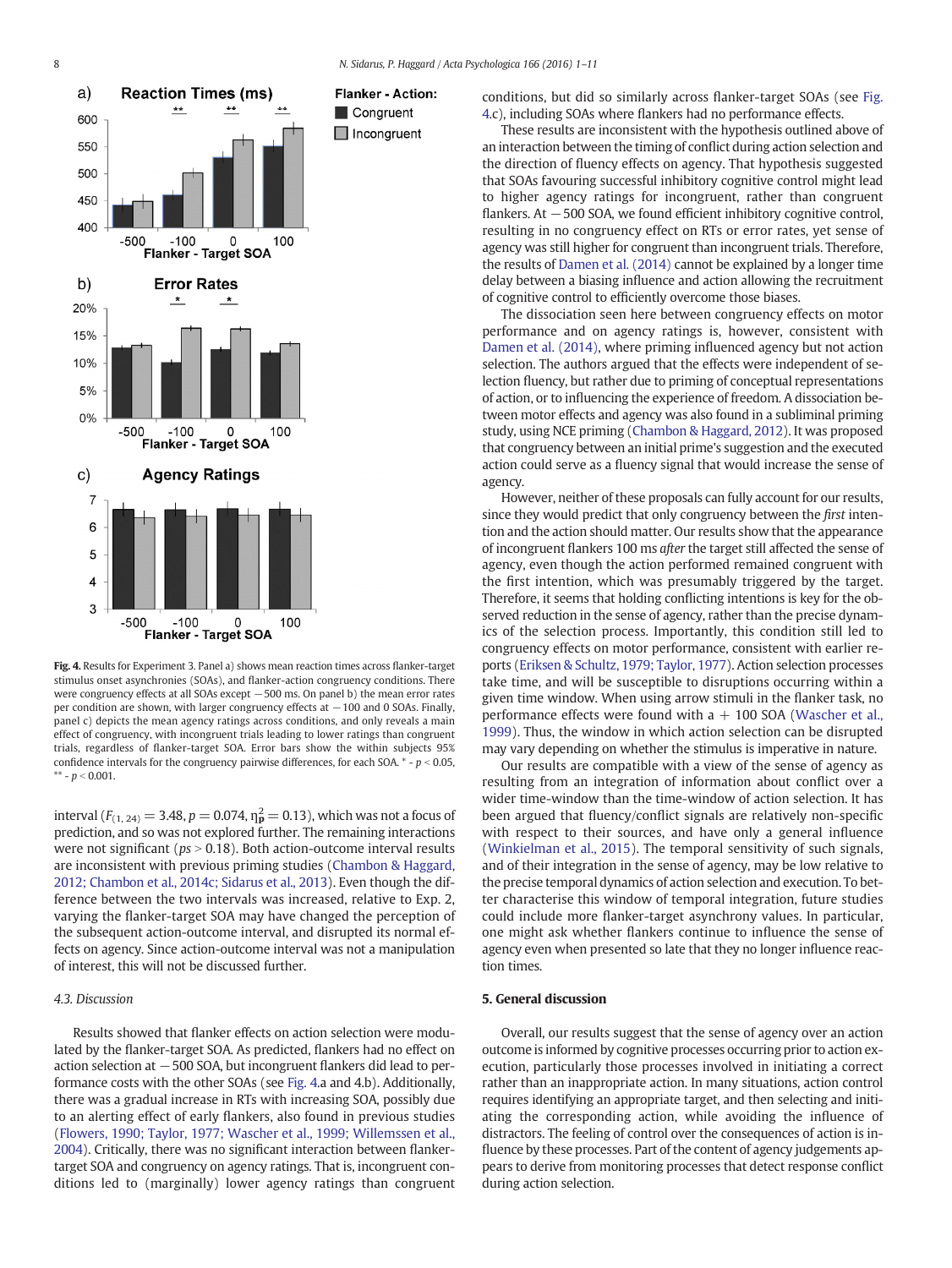a) Reaction Times (ms)

Flanker - Action:
Congruent
Incongruent

600
550
500
450
400

** ** **

-500 -100 0 100
Flanker - Target SOA

b) Error Rates

20%
15%
10%
5%
0%

* *

-500 -100 0 100
Flanker - Target SOA

c) Agency Ratings

7
6
5
4
3

-500 -100 0 100
Flanker - Target SOA

**Fig. 4.** Results for Experiment 3. Panel a) shows mean reaction times across flanker-target stimulus onset asynchronies (SOAs), and flanker-action congruency conditions. There were congruency effects at all SOAs except −500 ms. On panel b) the mean error rates per condition are shown, with larger congruency effects at −100 and 0 SOAs. Finally, panel c) depicts the mean agency ratings across conditions, and only reveals a main effect of congruency, with incongruent trials leading to lower ratings than congruent trials, regardless of flanker-target SOA. Error bars show the within subjects 95% confidence intervals for the congruency pairwise differences, for each SOA. * - $p < 0.05$, ** - $p < 0.001$.

interval ($F_{(1, 24)} = 3.48$, $p = 0.074$, $\eta_p^2 = 0.13$), which was not a focus of prediction, and so was not explored further. The remaining interactions were not significant ($ps > 0.18$). Both action-outcome interval results are inconsistent with previous priming studies (Chambon & Haggard, 2012; Chambon et al., 2014c; Sidarus et al., 2013). Even though the difference between the two intervals was increased, relative to Exp. 2, varying the flanker-target SOA may have changed the perception of the subsequent action-outcome interval, and disrupted its normal effects on agency. Since action-outcome interval was not a manipulation of interest, this will not be discussed further.

### 4.3. Discussion

Results showed that flanker effects on action selection were modulated by the flanker-target SOA. As predicted, flankers had no effect on action selection at −500 SOA, but incongruent flankers did lead to performance costs with the other SOAs (see Fig. 4.a and 4.b). Additionally, there was a gradual increase in RTs with increasing SOA, possibly due to an alerting effect of early flankers, also found in previous studies (Flowers, 1990; Taylor, 1977; Wascher et al., 1999; Willemssen et al., 2004). Critically, there was no significant interaction between flanker-target SOA and congruency on agency ratings. That is, incongruent conditions led to (marginally) lower agency ratings than congruent conditions, but did so similarly across flanker-target SOAs (see Fig. 4.c), including SOAs where flankers had no performance effects.

These results are inconsistent with the hypothesis outlined above of an interaction between the timing of conflict during action selection and the direction of fluency effects on agency. That hypothesis suggested that SOAs favouring successful inhibitory cognitive control might lead to higher agency ratings for incongruent, rather than congruent flankers. At −500 SOA, we found efficient inhibitory cognitive control, resulting in no congruency effect on RTs or error rates, yet sense of agency was still higher for congruent than incongruent trials. Therefore, the results of Damen et al. (2014) cannot be explained by a longer time delay between a biasing influence and action allowing the recruitment of cognitive control to efficiently overcome those biases.

The dissociation seen here between congruency effects on motor performance and on agency ratings is, however, consistent with Damen et al. (2014), where priming influenced agency but not action selection. The authors argued that the effects were independent of selection fluency, but rather due to priming of conceptual representations of action, or to influencing the experience of freedom. A dissociation between motor effects and agency was also found in a subliminal priming study, using NCE priming (Chambon & Haggard, 2012). It was proposed that congruency between an initial prime's suggestion and the executed action could serve as a fluency signal that would increase the sense of agency.

However, neither of these proposals can fully account for our results, since they would predict that only congruency between the *first* intention and the action should matter. Our results show that the appearance of incongruent flankers 100 ms *after* the target still affected the sense of agency, even though the action performed remained congruent with the first intention, which was presumably triggered by the target. Therefore, it seems that holding conflicting intentions is key for the observed reduction in the sense of agency, rather than the precise dynamics of the selection process. Importantly, this condition still led to congruency effects on motor performance, consistent with earlier reports (Eriksen & Schultz, 1979; Taylor, 1977). Action selection processes take time, and will be susceptible to disruptions occurring within a given time window. When using arrow stimuli in the flanker task, no performance effects were found with a + 100 SOA (Wascher et al., 1999). Thus, the window in which action selection can be disrupted may vary depending on whether the stimulus is imperative in nature.

Our results are compatible with a view of the sense of agency as resulting from an integration of information about conflict over a wider time-window than the time-window of action selection. It has been argued that fluency/conflict signals are relatively non-specific with respect to their sources, and have only a general influence (Winkielman et al., 2015). The temporal sensitivity of such signals, and of their integration in the sense of agency, may be low relative to the precise temporal dynamics of action selection and execution. To better characterise this window of temporal integration, future studies could include more flanker-target asynchrony values. In particular, one might ask whether flankers continue to influence the sense of agency even when presented so late that they no longer influence reaction times.

## 5. General discussion

Overall, our results suggest that the sense of agency over an action outcome is informed by cognitive processes occurring prior to action execution, particularly those processes involved in initiating a correct rather than an inappropriate action. In many situations, action control requires identifying an appropriate target, and then selecting and initiating the corresponding action, while avoiding the influence of distractors. The feeling of control over the consequences of action is influence by these processes. Part of the content of agency judgements appears to derive from monitoring processes that detect response conflict during action selection.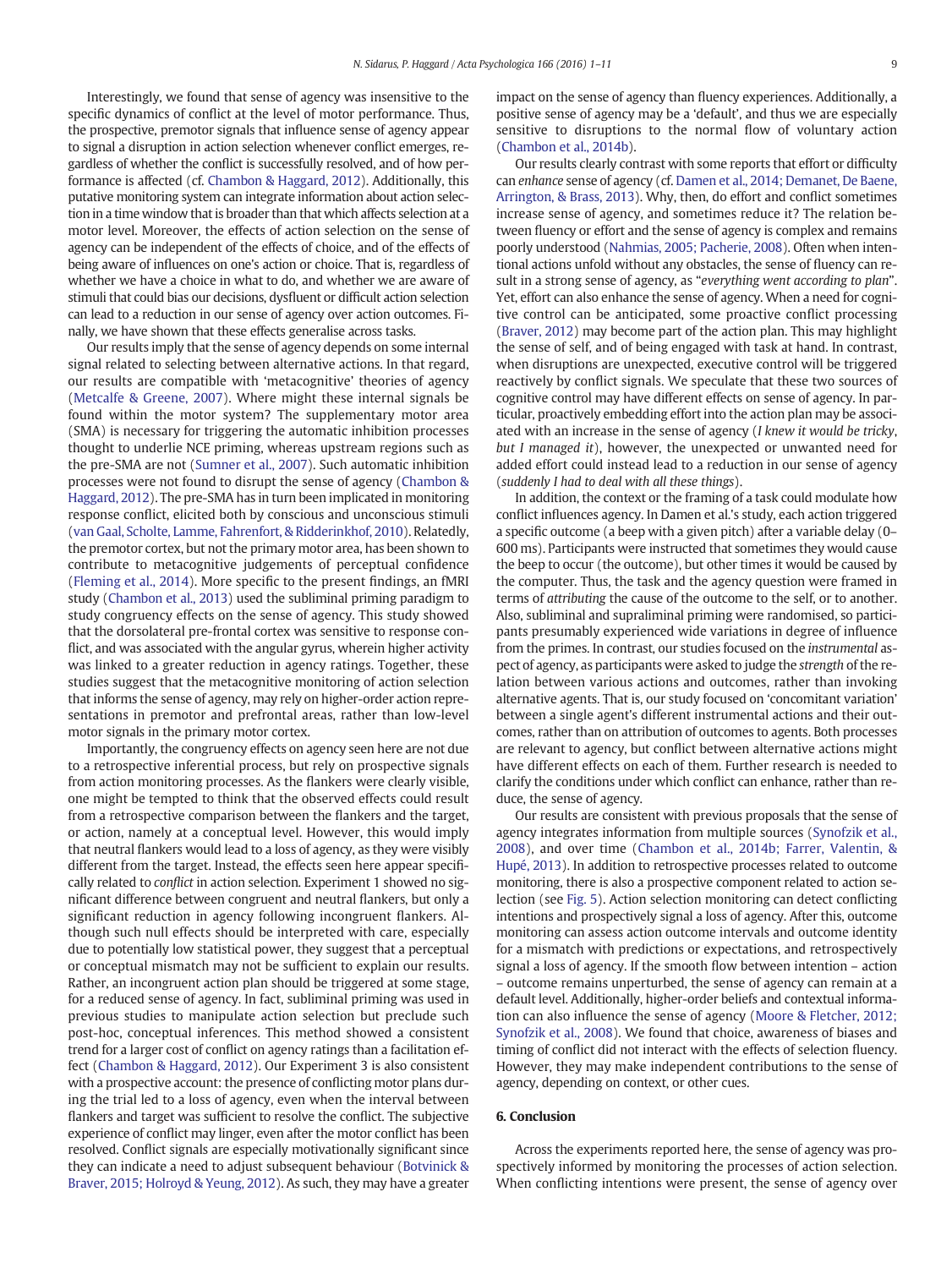Interestingly, we found that sense of agency was insensitive to the specific dynamics of conflict at the level of motor performance. Thus, the prospective, premotor signals that influence sense of agency appear to signal a disruption in action selection whenever conflict emerges, regardless of whether the conflict is successfully resolved, and of how performance is affected (cf. Chambon & Haggard, 2012). Additionally, this putative monitoring system can integrate information about action selection in a time window that is broader than that which affects selection at a motor level. Moreover, the effects of action selection on the sense of agency can be independent of the effects of choice, and of the effects of being aware of influences on one's action or choice. That is, regardless of whether we have a choice in what to do, and whether we are aware of stimuli that could bias our decisions, dysfluent or difficult action selection can lead to a reduction in our sense of agency over action outcomes. Finally, we have shown that these effects generalise across tasks.

Our results imply that the sense of agency depends on some internal signal related to selecting between alternative actions. In that regard, our results are compatible with 'metacognitive' theories of agency (Metcalfe & Greene, 2007). Where might these internal signals be found within the motor system? The supplementary motor area (SMA) is necessary for triggering the automatic inhibition processes thought to underlie NCE priming, whereas upstream regions such as the pre-SMA are not (Sumner et al., 2007). Such automatic inhibition processes were not found to disrupt the sense of agency (Chambon & Haggard, 2012). The pre-SMA has in turn been implicated in monitoring response conflict, elicited both by conscious and unconscious stimuli (van Gaal, Scholte, Lamme, Fahrenfort, & Ridderinkhof, 2010). Relatedly, the premotor cortex, but not the primary motor area, has been shown to contribute to metacognitive judgements of perceptual confidence (Fleming et al., 2014). More specific to the present findings, an fMRI study (Chambon et al., 2013) used the subliminal priming paradigm to study congruency effects on the sense of agency. This study showed that the dorsolateral pre-frontal cortex was sensitive to response conflict, and was associated with the angular gyrus, wherein higher activity was linked to a greater reduction in agency ratings. Together, these studies suggest that the metacognitive monitoring of action selection that informs the sense of agency, may rely on higher-order action representations in premotor and prefrontal areas, rather than low-level motor signals in the primary motor cortex.

Importantly, the congruency effects on agency seen here are not due to a retrospective inferential process, but rely on prospective signals from action monitoring processes. As the flankers were clearly visible, one might be tempted to think that the observed effects could result from a retrospective comparison between the flankers and the target, or action, namely at a conceptual level. However, this would imply that neutral flankers would lead to a loss of agency, as they were visibly different from the target. Instead, the effects seen here appear specifically related to *conflict* in action selection. Experiment 1 showed no significant difference between congruent and neutral flankers, but only a significant reduction in agency following incongruent flankers. Although such null effects should be interpreted with care, especially due to potentially low statistical power, they suggest that a perceptual or conceptual mismatch may not be sufficient to explain our results. Rather, an incongruent action plan should be triggered at some stage, for a reduced sense of agency. In fact, subliminal priming was used in previous studies to manipulate action selection but preclude such post-hoc, conceptual inferences. This method showed a consistent trend for a larger cost of conflict on agency ratings than a facilitation effect (Chambon & Haggard, 2012). Our Experiment 3 is also consistent with a prospective account: the presence of conflicting motor plans during the trial led to a loss of agency, even when the interval between flankers and target was sufficient to resolve the conflict. The subjective experience of conflict may linger, even after the motor conflict has been resolved. Conflict signals are especially motivationally significant since they can indicate a need to adjust subsequent behaviour (Botvinick & Braver, 2015; Holroyd & Yeung, 2012). As such, they may have a greater impact on the sense of agency than fluency experiences. Additionally, a positive sense of agency may be a 'default', and thus we are especially sensitive to disruptions to the normal flow of voluntary action (Chambon et al., 2014b).

Our results clearly contrast with some reports that effort or difficulty can *enhance* sense of agency (cf. Damen et al., 2014; Demanet, De Baene, Arrington, & Brass, 2013). Why, then, do effort and conflict sometimes increase sense of agency, and sometimes reduce it? The relation between fluency or effort and the sense of agency is complex and remains poorly understood (Nahmias, 2005; Pacherie, 2008). Often when intentional actions unfold without any obstacles, the sense of fluency can result in a strong sense of agency, as "*everything went according to plan*". Yet, effort can also enhance the sense of agency. When a need for cognitive control can be anticipated, some proactive conflict processing (Braver, 2012) may become part of the action plan. This may highlight the sense of self, and of being engaged with task at hand. In contrast, when disruptions are unexpected, executive control will be triggered reactively by conflict signals. We speculate that these two sources of cognitive control may have different effects on sense of agency. In particular, proactively embedding effort into the action plan may be associated with an increase in the sense of agency (*I knew it would be tricky, but I managed it*), however, the unexpected or unwanted need for added effort could instead lead to a reduction in our sense of agency (*suddenly I had to deal with all these things*).

In addition, the context or the framing of a task could modulate how conflict influences agency. In Damen et al.'s study, each action triggered a specific outcome (a beep with a given pitch) after a variable delay (0–600 ms). Participants were instructed that sometimes they would cause the beep to occur (the outcome), but other times it would be caused by the computer. Thus, the task and the agency question were framed in terms of *attributing* the cause of the outcome to the self, or to another. Also, subliminal and supraliminal priming were randomised, so participants presumably experienced wide variations in degree of influence from the primes. In contrast, our studies focused on the *instrumental* aspect of agency, as participants were asked to judge the *strength* of the relation between various actions and outcomes, rather than invoking alternative agents. That is, our study focused on 'concomitant variation' between a single agent's different instrumental actions and their outcomes, rather than on attribution of outcomes to agents. Both processes are relevant to agency, but conflict between alternative actions might have different effects on each of them. Further research is needed to clarify the conditions under which conflict can enhance, rather than reduce, the sense of agency.

Our results are consistent with previous proposals that the sense of agency integrates information from multiple sources (Synofzik et al., 2008), and over time (Chambon et al., 2014b; Farrer, Valentin, & Hupé, 2013). In addition to retrospective processes related to outcome monitoring, there is also a prospective component related to action selection (see Fig. 5). Action selection monitoring can detect conflicting intentions and prospectively signal a loss of agency. After this, outcome monitoring can assess action outcome intervals and outcome identity for a mismatch with predictions or expectations, and retrospectively signal a loss of agency. If the smooth flow between intention – action – outcome remains unperturbed, the sense of agency can remain at a default level. Additionally, higher-order beliefs and contextual information can also influence the sense of agency (Moore & Fletcher, 2012; Synofzik et al., 2008). We found that choice, awareness of biases and timing of conflict did not interact with the effects of selection fluency. However, they may make independent contributions to the sense of agency, depending on context, or other cues.

## 6. Conclusion

Across the experiments reported here, the sense of agency was prospectively informed by monitoring the processes of action selection. When conflicting intentions were present, the sense of agency over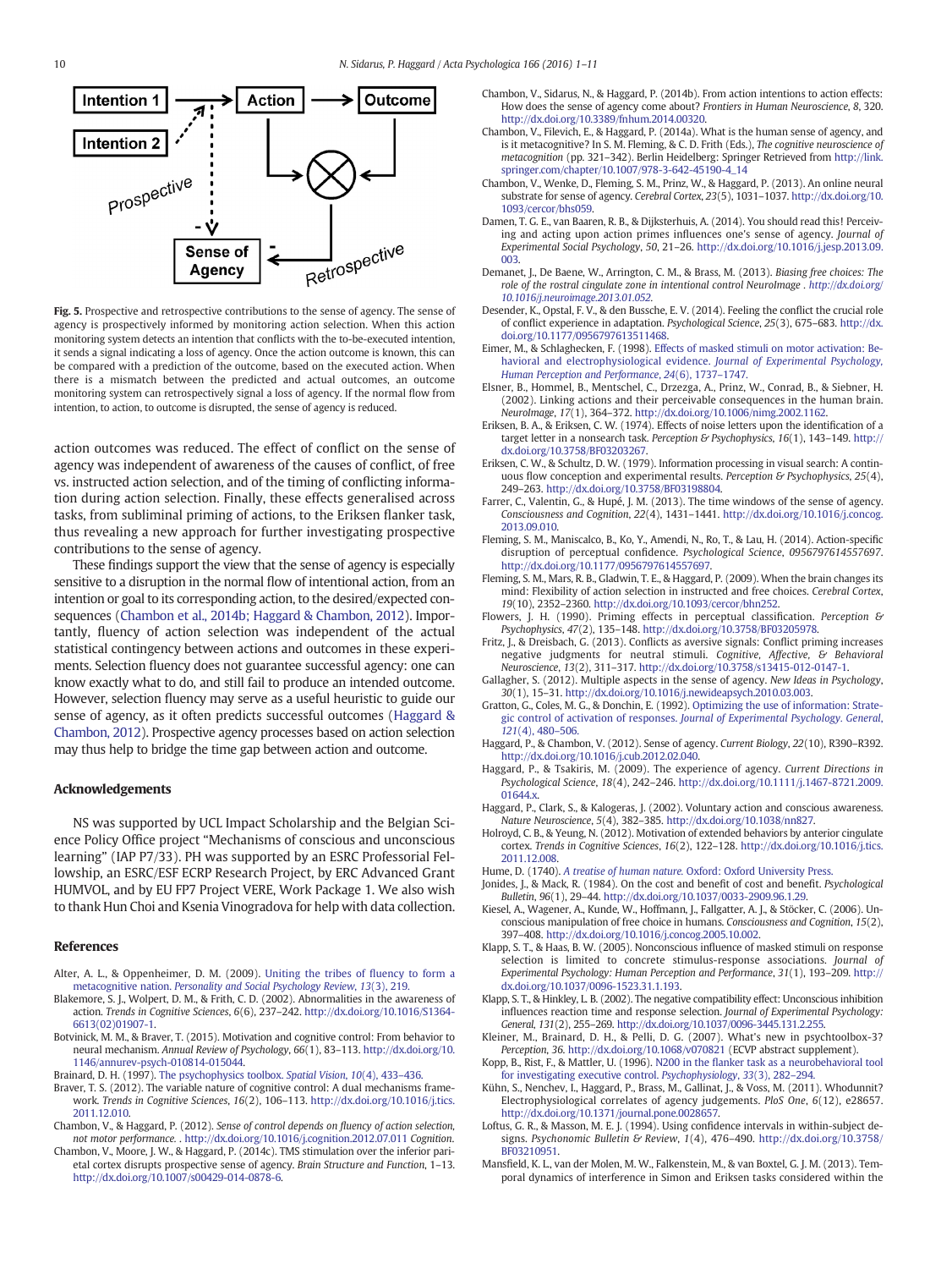Fig. 5. Prospective and retrospective contributions to the sense of agency. The sense of agency is prospectively informed by monitoring action selection. When this action monitoring system detects an intention that conflicts with the to-be-executed intention, it sends a signal indicating a loss of agency. Once the action outcome is known, this can be compared with a prediction of the outcome, based on the executed action. When there is a mismatch between the predicted and actual outcomes, an outcome monitoring system can retrospectively signal a loss of agency. If the normal flow from intention, to action, to outcome is disrupted, the sense of agency is reduced.

action outcomes was reduced. The effect of conflict on the sense of agency was independent of awareness of the causes of conflict, of free vs. instructed action selection, and of the timing of conflicting information during action selection. Finally, these effects generalised across tasks, from subliminal priming of actions, to the Eriksen flanker task, thus revealing a new approach for further investigating prospective contributions to the sense of agency.

These findings support the view that the sense of agency is especially sensitive to a disruption in the normal flow of intentional action, from an intention or goal to its corresponding action, to the desired/expected consequences (Chambon et al., 2014b; Haggard & Chambon, 2012). Importantly, fluency of action selection was independent of the actual statistical contingency between actions and outcomes in these experiments. Selection fluency does not guarantee successful agency: one can know exactly what to do, and still fail to produce an intended outcome. However, selection fluency may serve as a useful heuristic to guide our sense of agency, as it often predicts successful outcomes (Haggard & Chambon, 2012). Prospective agency processes based on action selection may thus help to bridge the time gap between action and outcome.

## Acknowledgements

NS was supported by UCL Impact Scholarship and the Belgian Science Policy Office project "Mechanisms of conscious and unconscious learning" (IAP P7/33). PH was supported by an ESRC Professorial Fellowship, an ESRC/ESF ECRP Research Project, by ERC Advanced Grant HUMVOL, and by EU FP7 Project VERE, Work Package 1. We also wish to thank Hun Choi and Ksenia Vinogradova for help with data collection.

## References

Alter, A. L., & Oppenheimer, D. M. (2009). Uniting the tribes of fluency to form a metacognitive nation. *Personality and Social Psychology Review*, *13*(3), 219.

Blakemore, S. J., Wolpert, D. M., & Frith, C. D. (2002). Abnormalities in the awareness of action. *Trends in Cognitive Sciences*, *6*(6), 237–242. http://dx.doi.org/10.1016/S1364-6613(02)01907-1.

Botvinick, M. M., & Braver, T. (2015). Motivation and cognitive control: From behavior to neural mechanism. *Annual Review of Psychology*, *66*(1), 83–113. http://dx.doi.org/10.1146/annurev-psych-010814-015044.

Brainard, D. H. (1997). The psychophysics toolbox. *Spatial Vision*, *10*(4), 433–436.

Braver, T. S. (2012). The variable nature of cognitive control: A dual mechanisms framework. *Trends in Cognitive Sciences*, *16*(2), 106–113. http://dx.doi.org/10.1016/j.tics.2011.12.010.

Chambon, V., & Haggard, P. (2012). *Sense of control depends on fluency of action selection, not motor performance*. . http://dx.doi.org/10.1016/j.cognition.2012.07.011 Cognition.

Chambon, V., Moore, J. W., & Haggard, P. (2014c). TMS stimulation over the inferior parietal cortex disrupts prospective sense of agency. *Brain Structure and Function*, 1–13. http://dx.doi.org/10.1007/s00429-014-0878-6.

Chambon, V., Sidarus, N., & Haggard, P. (2014b). From action intentions to action effects: How does the sense of agency come about? *Frontiers in Human Neuroscience*, *8*, 320. http://dx.doi.org/10.3389/fnhum.2014.00320.

Chambon, V., Filevich, E., & Haggard, P. (2014a). What is the human sense of agency, and is it metacognitive? In S. M. Fleming, & C. D. Frith (Eds.), *The cognitive neuroscience of metacognition* (pp. 321–342). Berlin Heidelberg: Springer Retrieved from http://link.springer.com/chapter/10.1007/978-3-642-45190-4_14

Chambon, V., Wenke, D., Fleming, S. M., Prinz, W., & Haggard, P. (2013). An online neural substrate for sense of agency. *Cerebral Cortex*, *23*(5), 1031–1037. http://dx.doi.org/10.1093/cercor/bhs059.

Damen, T. G. E., van Baaren, R. B., & Dijksterhuis, A. (2014). You should read this! Perceiving and acting upon action primes influences one's sense of agency. *Journal of Experimental Social Psychology*, *50*, 21–26. http://dx.doi.org/10.1016/j.jesp.2013.09.003.

Demanet, J., De Baene, W., Arrington, C. M., & Brass, M. (2013). *Biasing free choices: The role of the rostral cingulate zone in intentional control NeuroImage* . http://dx.doi.org/10.1016/j.neuroimage.2013.01.052.

Desender, K., Opstal, F. V., & den Bussche, E. V. (2014). Feeling the conflict the crucial role of conflict experience in adaptation. *Psychological Science*, *25*(3), 675–683. http://dx.doi.org/10.1177/0956797613511468.

Eimer, M., & Schlaghecken, F. (1998). Effects of masked stimuli on motor activation: Behavioral and electrophysiological evidence. *Journal of Experimental Psychology, Human Perception and Performance*, *24*(6), 1737–1747.

Elsner, B., Hommel, B., Mentschel, C., Drzezga, A., Prinz, W., Conrad, B., & Siebner, H. (2002). Linking actions and their perceivable consequences in the human brain. *NeuroImage*, *17*(1), 364–372. http://dx.doi.org/10.1006/nimg.2002.1162.

Eriksen, B. A., & Eriksen, C. W. (1974). Effects of noise letters upon the identification of a target letter in a nonsearch task. *Perception & Psychophysics*, *16*(1), 143–149. http://dx.doi.org/10.3758/BF03203267.

Eriksen, C. W., & Schultz, D. W. (1979). Information processing in visual search: A continuous flow conception and experimental results. *Perception & Psychophysics*, *25*(4), 249–263. http://dx.doi.org/10.3758/BF03198804.

Farrer, C., Valentin, G., & Hupé, J. M. (2013). The time windows of the sense of agency. *Consciousness and Cognition*, *22*(4), 1431–1441. http://dx.doi.org/10.1016/j.concog.2013.09.010.

Fleming, S. M., Maniscalco, B., Ko, Y., Amendi, N., Ro, T., & Lau, H. (2014). Action-specific disruption of perceptual confidence. *Psychological Science*, *0956797614557697*. http://dx.doi.org/10.1177/0956797614557697.

Fleming, S. M., Mars, R. B., Gladwin, T. E., & Haggard, P. (2009). When the brain changes its mind: Flexibility of action selection in instructed and free choices. *Cerebral Cortex*, *19*(10), 2352–2360. http://dx.doi.org/10.1093/cercor/bhn252.

Flowers, J. H. (1990). Priming effects in perceptual classification. *Perception & Psychophysics*, *47*(2), 135–148. http://dx.doi.org/10.3758/BF03205978.

Fritz, J., & Dreisbach, G. (2013). Conflicts as aversive signals: Conflict priming increases negative judgments for neutral stimuli. *Cognitive, Affective, & Behavioral Neuroscience*, *13*(2), 311–317. http://dx.doi.org/10.3758/s13415-012-0147-1.

Gallagher, S. (2012). Multiple aspects in the sense of agency. *New Ideas in Psychology*, *30*(1), 15–31. http://dx.doi.org/10.1016/j.newideapsych.2010.03.003.

Gratton, G., Coles, M. G., & Donchin, E. (1992). Optimizing the use of information: Strategic control of activation of responses. *Journal of Experimental Psychology. General*, *121*(4), 480–506.

Haggard, P., & Chambon, V. (2012). Sense of agency. *Current Biology*, *22*(10), R390–R392. http://dx.doi.org/10.1016/j.cub.2012.02.040.

Haggard, P., & Tsakiris, M. (2009). The experience of agency. *Current Directions in Psychological Science*, *18*(4), 242–246. http://dx.doi.org/10.1111/j.1467-8721.2009.01644.x.

Haggard, P., Clark, S., & Kalogeras, J. (2002). Voluntary action and conscious awareness. *Nature Neuroscience*, *5*(4), 382–385. http://dx.doi.org/10.1038/nn827.

Holroyd, C. B., & Yeung, N. (2012). Motivation of extended behaviors by anterior cingulate cortex. *Trends in Cognitive Sciences*, *16*(2), 122–128. http://dx.doi.org/10.1016/j.tics.2011.12.008.

Hume, D. (1740). *A treatise of human nature*. Oxford: Oxford University Press.

Jonides, J., & Mack, R. (1984). On the cost and benefit of cost and benefit. *Psychological Bulletin*, *96*(1), 29–44. http://dx.doi.org/10.1037/0033-2909.96.1.29.

Kiesel, A., Wagener, A., Kunde, W., Hoffmann, J., Fallgatter, A. J., & Stöcker, C. (2006). Unconscious manipulation of free choice in humans. *Consciousness and Cognition*, *15*(2), 397–408. http://dx.doi.org/10.1016/j.concog.2005.10.002.

Klapp, S. T., & Haas, B. W. (2005). Nonconscious influence of masked stimuli on response selection is limited to concrete stimulus-response associations. *Journal of Experimental Psychology: Human Perception and Performance*, *31*(1), 193–209. http://dx.doi.org/10.1037/0096-1523.31.1.193.

Klapp, S. T., & Hinkley, L. B. (2002). The negative compatibility effect: Unconscious inhibition influences reaction time and response selection. *Journal of Experimental Psychology: General*, *131*(2), 255–269. http://dx.doi.org/10.1037/0096-3445.131.2.255.

Kleiner, M., Brainard, D. H., & Pelli, D. G. (2007). What's new in psychtoolbox-3? *Perception*, *36*. http://dx.doi.org/10.1068/v070821 (ECVP abstract supplement).

Kopp, B., Rist, F., & Mattler, U. (1996). N200 in the flanker task as a neurobehavioral tool for investigating executive control. *Psychophysiology*, *33*(3), 282–294.

Kühn, S., Nenchev, I., Haggard, P., Brass, M., Gallinat, J., & Voss, M. (2011). Whodunnit? Electrophysiological correlates of agency judgements. *PloS One*, *6*(12), e28657. http://dx.doi.org/10.1371/journal.pone.0028657.

Loftus, G. R., & Masson, M. E. J. (1994). Using confidence intervals in within-subject designs. *Psychonomic Bulletin & Review*, *1*(4), 476–490. http://dx.doi.org/10.3758/BF03210951.

Mansfield, K. L., van der Molen, M. W., Falkenstein, M., & van Boxtel, G. J. M. (2013). Temporal dynamics of interference in Simon and Eriksen tasks considered within the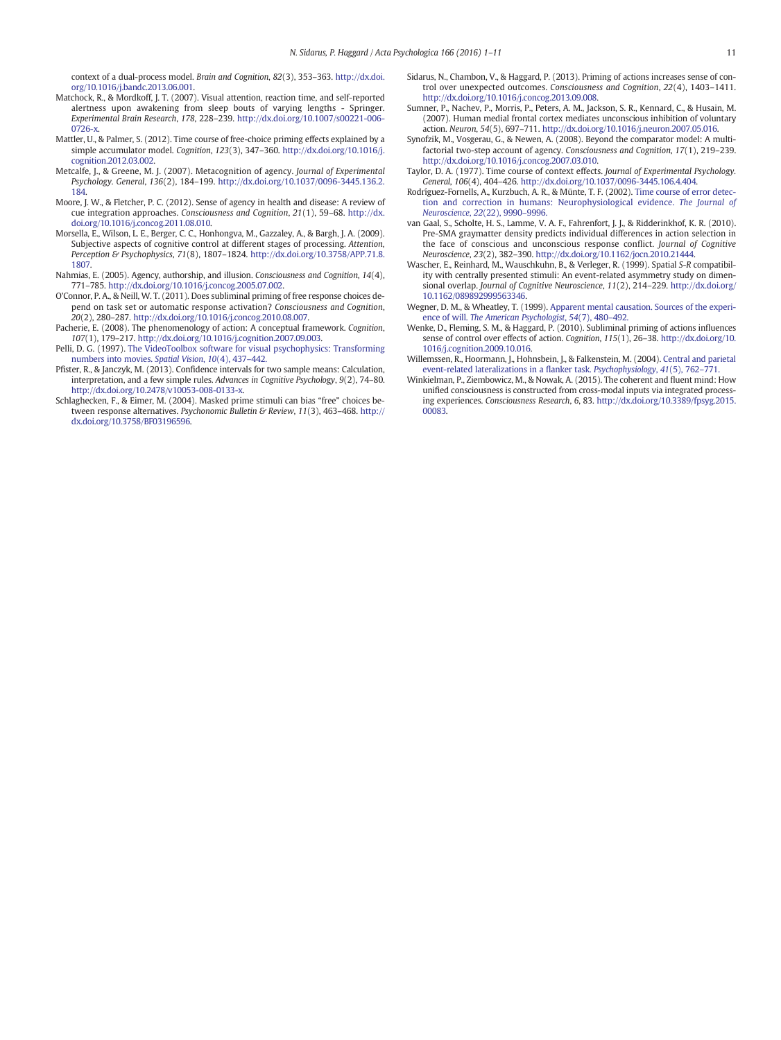context of a dual-process model. *Brain and Cognition*, *82*(3), 353–363. http://dx.doi.org/10.1016/j.bandc.2013.06.001.

Matchock, R., & Mordkoff, J. T. (2007). Visual attention, reaction time, and self-reported alertness upon awakening from sleep bouts of varying lengths - Springer. *Experimental Brain Research*, *178*, 228–239. http://dx.doi.org/10.1007/s00221-006-0726-x.

Mattler, U., & Palmer, S. (2012). Time course of free-choice priming effects explained by a simple accumulator model. *Cognition*, *123*(3), 347–360. http://dx.doi.org/10.1016/j.cognition.2012.03.002.

Metcalfe, J., & Greene, M. J. (2007). Metacognition of agency. *Journal of Experimental Psychology. General*, *136*(2), 184–199. http://dx.doi.org/10.1037/0096-3445.136.2.184.

Moore, J. W., & Fletcher, P. C. (2012). Sense of agency in health and disease: A review of cue integration approaches. *Consciousness and Cognition*, *21*(1), 59–68. http://dx.doi.org/10.1016/j.concog.2011.08.010.

Morsella, E., Wilson, L. E., Berger, C. C., Honhongva, M., Gazzaley, A., & Bargh, J. A. (2009). Subjective aspects of cognitive control at different stages of processing. *Attention, Perception & Psychophysics*, *71*(8), 1807–1824. http://dx.doi.org/10.3758/APP.71.8.1807.

Nahmias, E. (2005). Agency, authorship, and illusion. *Consciousness and Cognition*, *14*(4), 771–785. http://dx.doi.org/10.1016/j.concog.2005.07.002.

O'Connor, P. A., & Neill, W. T. (2011). Does subliminal priming of free response choices depend on task set or automatic response activation? *Consciousness and Cognition*, *20*(2), 280–287. http://dx.doi.org/10.1016/j.concog.2010.08.007.

Pacherie, E. (2008). The phenomenology of action: A conceptual framework. *Cognition*, *107*(1), 179–217. http://dx.doi.org/10.1016/j.cognition.2007.09.003.

Pelli, D. G. (1997). The VideoToolbox software for visual psychophysics: Transforming numbers into movies. *Spatial Vision*, *10*(4), 437–442.

Pfister, R., & Janczyk, M. (2013). Confidence intervals for two sample means: Calculation, interpretation, and a few simple rules. *Advances in Cognitive Psychology*, *9*(2), 74–80. http://dx.doi.org/10.2478/v10053-008-0133-x.

Schlaghecken, F., & Eimer, M. (2004). Masked prime stimuli can bias "free" choices between response alternatives. *Psychonomic Bulletin & Review*, *11*(3), 463–468. http://dx.doi.org/10.3758/BF03196596.

Sidarus, N., Chambon, V., & Haggard, P. (2013). Priming of actions increases sense of control over unexpected outcomes. *Consciousness and Cognition*, *22*(4), 1403–1411. http://dx.doi.org/10.1016/j.concog.2013.09.008.

Sumner, P., Nachev, P., Morris, P., Peters, A. M., Jackson, S. R., Kennard, C., & Husain, M. (2007). Human medial frontal cortex mediates unconscious inhibition of voluntary action. *Neuron*, *54*(5), 697–711. http://dx.doi.org/10.1016/j.neuron.2007.05.016.

Synofzik, M., Vosgerau, G., & Newen, A. (2008). Beyond the comparator model: A multifactorial two-step account of agency. *Consciousness and Cognition*, *17*(1), 219–239. http://dx.doi.org/10.1016/j.concog.2007.03.010.

Taylor, D. A. (1977). Time course of context effects. *Journal of Experimental Psychology. General*, *106*(4), 404–426. http://dx.doi.org/10.1037/0096-3445.106.4.404.

Rodríguez-Fornells, A., Kurzbuch, A. R., & Münte, T. F. (2002). Time course of error detection and correction in humans: Neurophysiological evidence. *The Journal of Neuroscience*, *22*(22), 9990–9996.

van Gaal, S., Scholte, H. S., Lamme, V. A. F., Fahrenfort, J. J., & Ridderinkhof, K. R. (2010). Pre-SMA graymatter density predicts individual differences in action selection in the face of conscious and unconscious response conflict. *Journal of Cognitive Neuroscience*, *23*(2), 382–390. http://dx.doi.org/10.1162/jocn.2010.21444.

Wascher, E., Reinhard, M., Wauschkuhn, B., & Verleger, R. (1999). Spatial *S-R* compatibility with centrally presented stimuli: An event-related asymmetry study on dimensional overlap. *Journal of Cognitive Neuroscience*, *11*(2), 214–229. http://dx.doi.org/10.1162/089892999563346.

Wegner, D. M., & Wheatley, T. (1999). Apparent mental causation. Sources of the experience of will. *The American Psychologist*, *54*(7), 480–492.

Wenke, D., Fleming, S. M., & Haggard, P. (2010). Subliminal priming of actions influences sense of control over effects of action. *Cognition*, *115*(1), 26–38. http://dx.doi.org/10.1016/j.cognition.2009.10.016.

Willemssen, R., Hoormann, J., Hohnsbein, J., & Falkenstein, M. (2004). Central and parietal event-related lateralizations in a flanker task. *Psychophysiology*, *41*(5), 762–771.

Winkielman, P., Ziembowicz, M., & Nowak, A. (2015). The coherent and fluent mind: How unified consciousness is constructed from cross-modal inputs via integrated processing experiences. *Consciousness Research*, *6*, 83. http://dx.doi.org/10.3389/fpsyg.2015.00083.